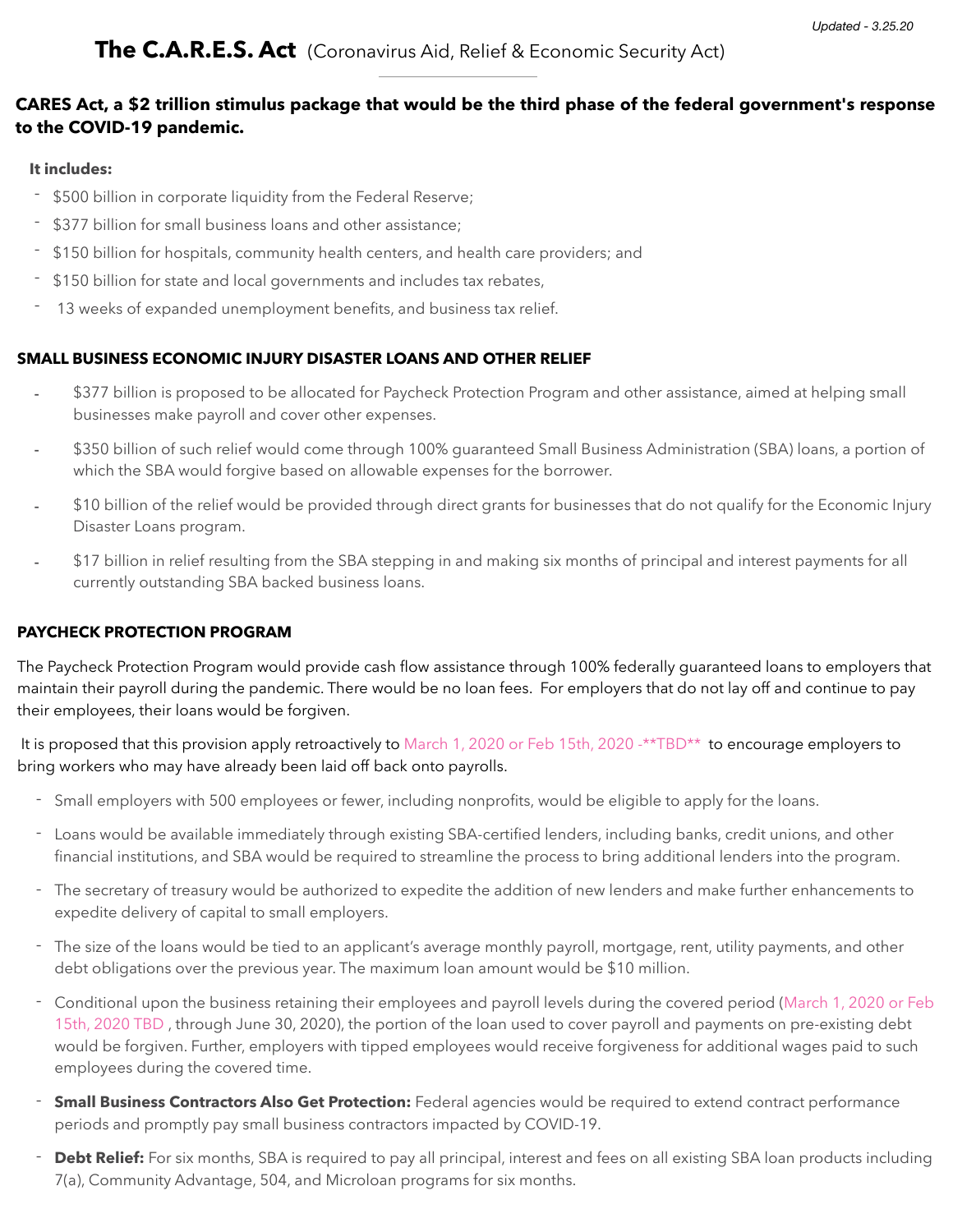*Updated - 3.25.20*

# The C.A.R.E.S. Act (Coronavirus Aid, Relief & Economic Security Act)

**CARES Act, a $2 trillion stimulus package that would be the third phase of the federal government's response to the COVID-19 pandemic.**

**It includes:**

- $500 billion in corporate liquidity from the Federal Reserve;
- $377 billion for small business loans and other assistance;
- $150 billion for hospitals, community health centers, and health care providers; and
- $150 billion for state and local governments and includes tax rebates,
- 13 weeks of expanded unemployment benefits, and business tax relief.

## SMALL BUSINESS ECONOMIC INJURY DISASTER LOANS AND OTHER RELIEF

- $377 billion is proposed to be allocated for Paycheck Protection Program and other assistance, aimed at helping small businesses make payroll and cover other expenses.
- $350 billion of such relief would come through 100% guaranteed Small Business Administration (SBA) loans, a portion of which the SBA would forgive based on allowable expenses for the borrower.
- $10 billion of the relief would be provided through direct grants for businesses that do not qualify for the Economic Injury Disaster Loans program.
- $17 billion in relief resulting from the SBA stepping in and making six months of principal and interest payments for all currently outstanding SBA backed business loans.

## PAYCHECK PROTECTION PROGRAM

The Paycheck Protection Program would provide cash flow assistance through 100% federally guaranteed loans to employers that maintain their payroll during the pandemic. There would be no loan fees. For employers that do not lay off and continue to pay their employees, their loans would be forgiven.

It is proposed that this provision apply retroactively to March 1, 2020 or Feb 15th, 2020 -**TBD** to encourage employers to bring workers who may have already been laid off back onto payrolls.

- Small employers with 500 employees or fewer, including nonprofits, would be eligible to apply for the loans.
- Loans would be available immediately through existing SBA-certified lenders, including banks, credit unions, and other financial institutions, and SBA would be required to streamline the process to bring additional lenders into the program.
- The secretary of treasury would be authorized to expedite the addition of new lenders and make further enhancements to expedite delivery of capital to small employers.
- The size of the loans would be tied to an applicant's average monthly payroll, mortgage, rent, utility payments, and other debt obligations over the previous year. The maximum loan amount would be $10 million.
- Conditional upon the business retaining their employees and payroll levels during the covered period (March 1, 2020 or Feb 15th, 2020 TBD , through June 30, 2020), the portion of the loan used to cover payroll and payments on pre-existing debt would be forgiven. Further, employers with tipped employees would receive forgiveness for additional wages paid to such employees during the covered time.
- **Small Business Contractors Also Get Protection:** Federal agencies would be required to extend contract performance periods and promptly pay small business contractors impacted by COVID-19.
- **Debt Relief:** For six months, SBA is required to pay all principal, interest and fees on all existing SBA loan products including 7(a), Community Advantage, 504, and Microloan programs for six months.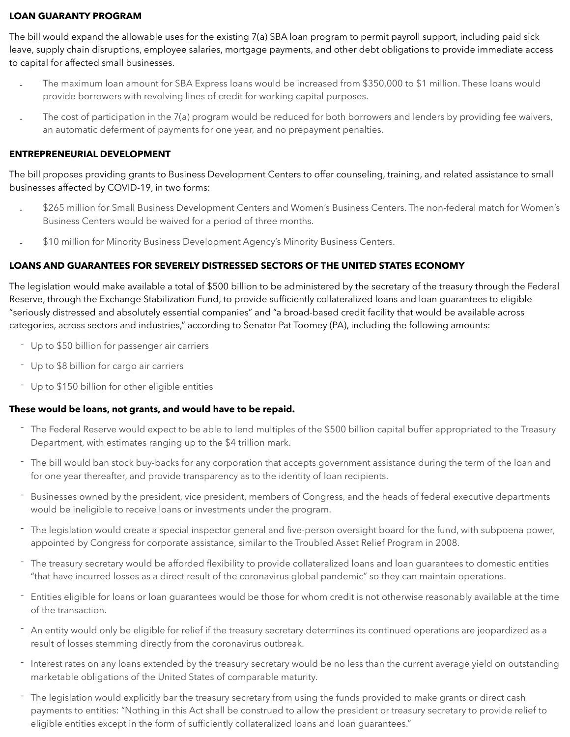## LOAN GUARANTY PROGRAM

The bill would expand the allowable uses for the existing 7(a) SBA loan program to permit payroll support, including paid sick leave, supply chain disruptions, employee salaries, mortgage payments, and other debt obligations to provide immediate access to capital for affected small businesses.

- The maximum loan amount for SBA Express loans would be increased from $350,000 to $1 million. These loans would provide borrowers with revolving lines of credit for working capital purposes.
- The cost of participation in the 7(a) program would be reduced for both borrowers and lenders by providing fee waivers, an automatic deferment of payments for one year, and no prepayment penalties.

## ENTREPRENEURIAL DEVELOPMENT

The bill proposes providing grants to Business Development Centers to offer counseling, training, and related assistance to small businesses affected by COVID-19, in two forms:

- $265 million for Small Business Development Centers and Women's Business Centers. The non-federal match for Women's Business Centers would be waived for a period of three months.
- $10 million for Minority Business Development Agency's Minority Business Centers.

## LOANS AND GUARANTEES FOR SEVERELY DISTRESSED SECTORS OF THE UNITED STATES ECONOMY

The legislation would make available a total of $500 billion to be administered by the secretary of the treasury through the Federal Reserve, through the Exchange Stabilization Fund, to provide sufficiently collateralized loans and loan guarantees to eligible "seriously distressed and absolutely essential companies" and "a broad-based credit facility that would be available across categories, across sectors and industries," according to Senator Pat Toomey (PA), including the following amounts:

- Up to $50 billion for passenger air carriers
- Up to $8 billion for cargo air carriers
- Up to $150 billion for other eligible entities

**These would be loans, not grants, and would have to be repaid.**

- The Federal Reserve would expect to be able to lend multiples of the $500 billion capital buffer appropriated to the Treasury Department, with estimates ranging up to the $4 trillion mark.
- The bill would ban stock buy-backs for any corporation that accepts government assistance during the term of the loan and for one year thereafter, and provide transparency as to the identity of loan recipients.
- Businesses owned by the president, vice president, members of Congress, and the heads of federal executive departments would be ineligible to receive loans or investments under the program.
- The legislation would create a special inspector general and five-person oversight board for the fund, with subpoena power, appointed by Congress for corporate assistance, similar to the Troubled Asset Relief Program in 2008.
- The treasury secretary would be afforded flexibility to provide collateralized loans and loan guarantees to domestic entities "that have incurred losses as a direct result of the coronavirus global pandemic" so they can maintain operations.
- Entities eligible for loans or loan guarantees would be those for whom credit is not otherwise reasonably available at the time of the transaction.
- An entity would only be eligible for relief if the treasury secretary determines its continued operations are jeopardized as a result of losses stemming directly from the coronavirus outbreak.
- Interest rates on any loans extended by the treasury secretary would be no less than the current average yield on outstanding marketable obligations of the United States of comparable maturity.
- The legislation would explicitly bar the treasury secretary from using the funds provided to make grants or direct cash payments to entities: "Nothing in this Act shall be construed to allow the president or treasury secretary to provide relief to eligible entities except in the form of sufficiently collateralized loans and loan guarantees."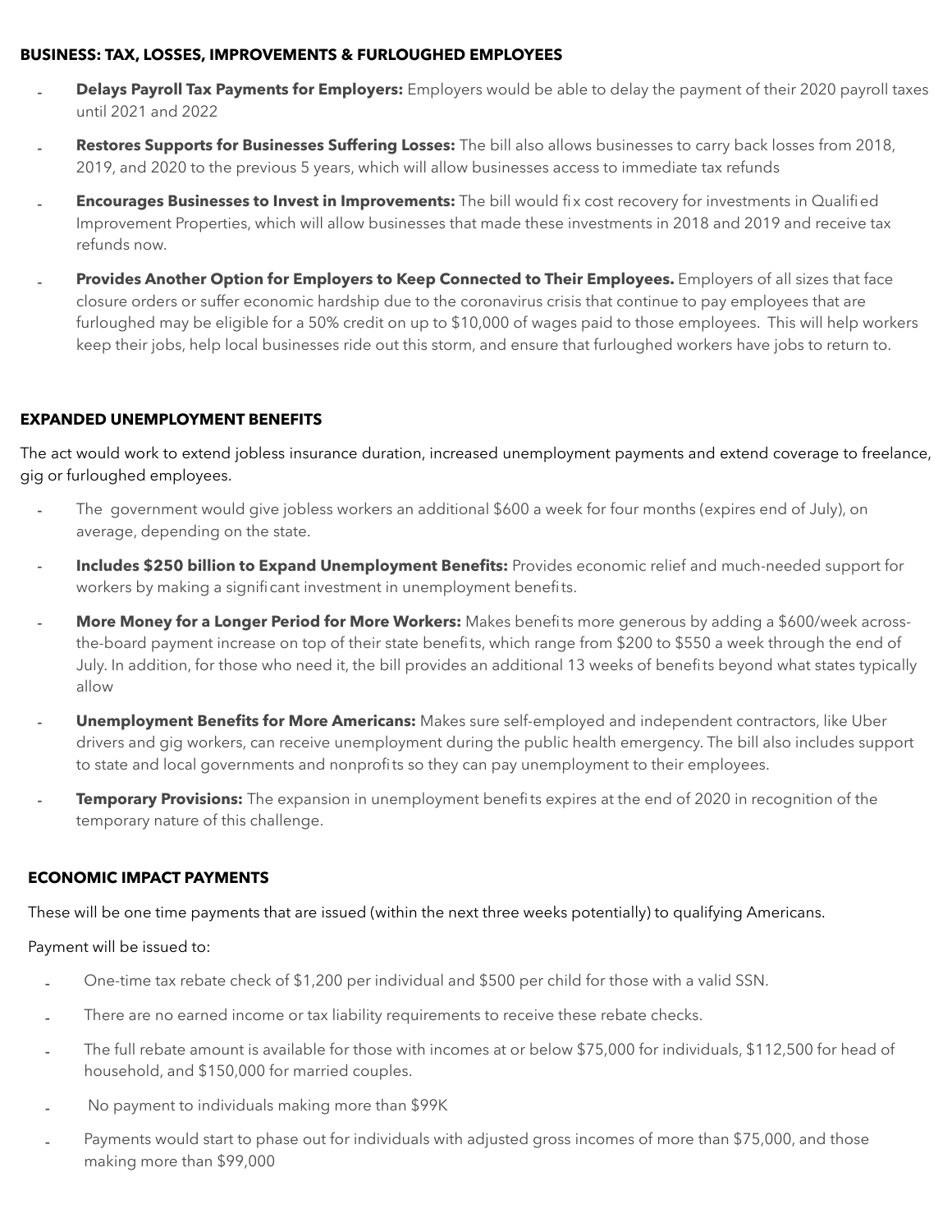**BUSINESS: TAX, LOSSES, IMPROVEMENTS & FURLOUGHED EMPLOYEES**

- **Delays Payroll Tax Payments for Employers:** Employers would be able to delay the payment of their 2020 payroll taxes until 2021 and 2022
- **Restores Supports for Businesses Suffering Losses:** The bill also allows businesses to carry back losses from 2018, 2019, and 2020 to the previous 5 years, which will allow businesses access to immediate tax refunds
- **Encourages Businesses to Invest in Improvements:** The bill would fix cost recovery for investments in Qualified Improvement Properties, which will allow businesses that made these investments in 2018 and 2019 and receive tax refunds now.
- **Provides Another Option for Employers to Keep Connected to Their Employees.** Employers of all sizes that face closure orders or suffer economic hardship due to the coronavirus crisis that continue to pay employees that are furloughed may be eligible for a 50% credit on up to $10,000 of wages paid to those employees. This will help workers keep their jobs, help local businesses ride out this storm, and ensure that furloughed workers have jobs to return to.

**EXPANDED UNEMPLOYMENT BENEFITS**

The act would work to extend jobless insurance duration, increased unemployment payments and extend coverage to freelance, gig or furloughed employees.

- The government would give jobless workers an additional $600 a week for four months (expires end of July), on average, depending on the state.
- **Includes $250 billion to Expand Unemployment Benefits:** Provides economic relief and much-needed support for workers by making a significant investment in unemployment benefits.
- **More Money for a Longer Period for More Workers:** Makes benefits more generous by adding a $600/week across-the-board payment increase on top of their state benefits, which range from $200 to $550 a week through the end of July. In addition, for those who need it, the bill provides an additional 13 weeks of benefits beyond what states typically allow
- **Unemployment Benefits for More Americans:** Makes sure self-employed and independent contractors, like Uber drivers and gig workers, can receive unemployment during the public health emergency. The bill also includes support to state and local governments and nonprofits so they can pay unemployment to their employees.
- **Temporary Provisions:** The expansion in unemployment benefits expires at the end of 2020 in recognition of the temporary nature of this challenge.

**ECONOMIC IMPACT PAYMENTS**

These will be one time payments that are issued (within the next three weeks potentially) to qualifying Americans.

Payment will be issued to:

- One-time tax rebate check of $1,200 per individual and $500 per child for those with a valid SSN.
- There are no earned income or tax liability requirements to receive these rebate checks.
- The full rebate amount is available for those with incomes at or below $75,000 for individuals, $112,500 for head of household, and $150,000 for married couples.
- No payment to individuals making more than $99K
- Payments would start to phase out for individuals with adjusted gross incomes of more than $75,000, and those making more than $99,000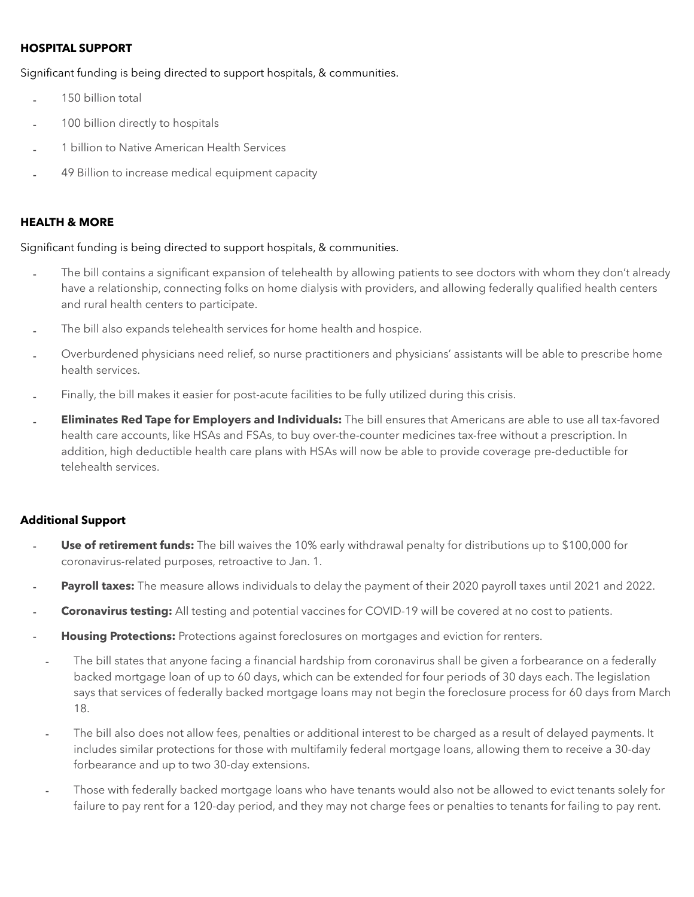**HOSPITAL SUPPORT**

Significant funding is being directed to support hospitals, & communities.

- 150 billion total
- 100 billion directly to hospitals
- 1 billion to Native American Health Services
- 49 Billion to increase medical equipment capacity

**HEALTH & MORE**

Significant funding is being directed to support hospitals, & communities.

- The bill contains a significant expansion of telehealth by allowing patients to see doctors with whom they don't already have a relationship, connecting folks on home dialysis with providers, and allowing federally qualified health centers and rural health centers to participate.
- The bill also expands telehealth services for home health and hospice.
- Overburdened physicians need relief, so nurse practitioners and physicians' assistants will be able to prescribe home health services.
- Finally, the bill makes it easier for post-acute facilities to be fully utilized during this crisis.
- **Eliminates Red Tape for Employers and Individuals:** The bill ensures that Americans are able to use all tax-favored health care accounts, like HSAs and FSAs, to buy over-the-counter medicines tax-free without a prescription. In addition, high deductible health care plans with HSAs will now be able to provide coverage pre-deductible for telehealth services.

**Additional Support**

- **Use of retirement funds:** The bill waives the 10% early withdrawal penalty for distributions up to $100,000 for coronavirus-related purposes, retroactive to Jan. 1.
- **Payroll taxes:** The measure allows individuals to delay the payment of their 2020 payroll taxes until 2021 and 2022.
- **Coronavirus testing:** All testing and potential vaccines for COVID-19 will be covered at no cost to patients.
- **Housing Protections:** Protections against foreclosures on mortgages and eviction for renters.
  - The bill states that anyone facing a financial hardship from coronavirus shall be given a forbearance on a federally backed mortgage loan of up to 60 days, which can be extended for four periods of 30 days each. The legislation says that services of federally backed mortgage loans may not begin the foreclosure process for 60 days from March 18.
  - The bill also does not allow fees, penalties or additional interest to be charged as a result of delayed payments. It includes similar protections for those with multifamily federal mortgage loans, allowing them to receive a 30-day forbearance and up to two 30-day extensions.
  - Those with federally backed mortgage loans who have tenants would also not be allowed to evict tenants solely for failure to pay rent for a 120-day period, and they may not charge fees or penalties to tenants for failing to pay rent.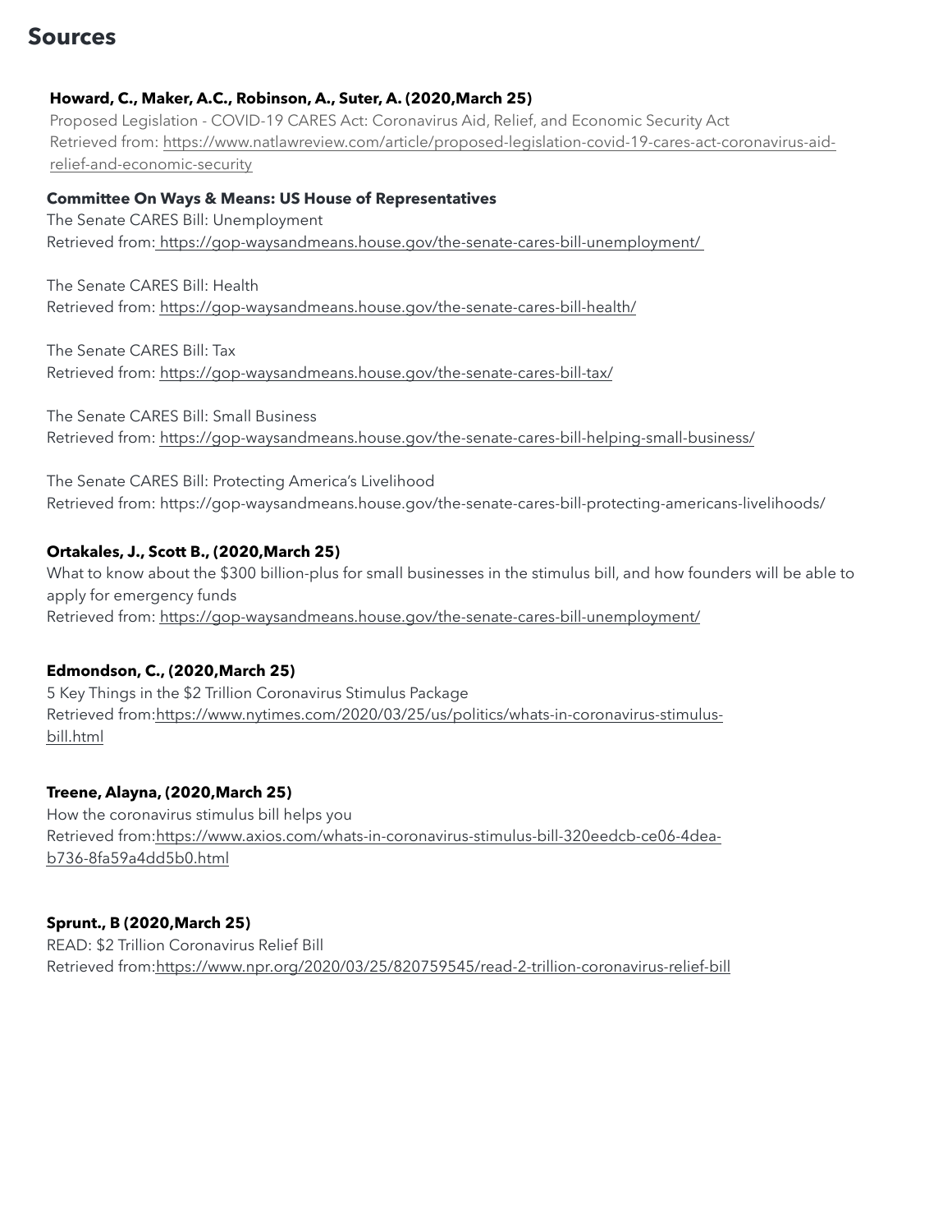# Sources

**Howard, C., Maker, A.C., Robinson, A., Suter, A. (2020,March 25)**
Proposed Legislation - COVID-19 CARES Act: Coronavirus Aid, Relief, and Economic Security Act
Retrieved from: https://www.natlawreview.com/article/proposed-legislation-covid-19-cares-act-coronavirus-aid-relief-and-economic-security

**Committee On Ways & Means: US House of Representatives**
The Senate CARES Bill: Unemployment
Retrieved from: https://gop-waysandmeans.house.gov/the-senate-cares-bill-unemployment/

The Senate CARES Bill: Health
Retrieved from: https://gop-waysandmeans.house.gov/the-senate-cares-bill-health/

The Senate CARES Bill: Tax
Retrieved from: https://gop-waysandmeans.house.gov/the-senate-cares-bill-tax/

The Senate CARES Bill: Small Business
Retrieved from: https://gop-waysandmeans.house.gov/the-senate-cares-bill-helping-small-business/

The Senate CARES Bill: Protecting America's Livelihood
Retrieved from: https://gop-waysandmeans.house.gov/the-senate-cares-bill-protecting-americans-livelihoods/

**Ortakales, J., Scott B., (2020,March 25)**
What to know about the $300 billion-plus for small businesses in the stimulus bill, and how founders will be able to apply for emergency funds
Retrieved from: https://gop-waysandmeans.house.gov/the-senate-cares-bill-unemployment/

**Edmondson, C., (2020,March 25)**
5 Key Things in the $2 Trillion Coronavirus Stimulus Package
Retrieved from:https://www.nytimes.com/2020/03/25/us/politics/whats-in-coronavirus-stimulus-bill.html

**Treene, Alayna, (2020,March 25)**
How the coronavirus stimulus bill helps you
Retrieved from:https://www.axios.com/whats-in-coronavirus-stimulus-bill-320eedcb-ce06-4dea-b736-8fa59a4dd5b0.html

**Sprunt., B (2020,March 25)**
READ: $2 Trillion Coronavirus Relief Bill
Retrieved from:https://www.npr.org/2020/03/25/820759545/read-2-trillion-coronavirus-relief-bill